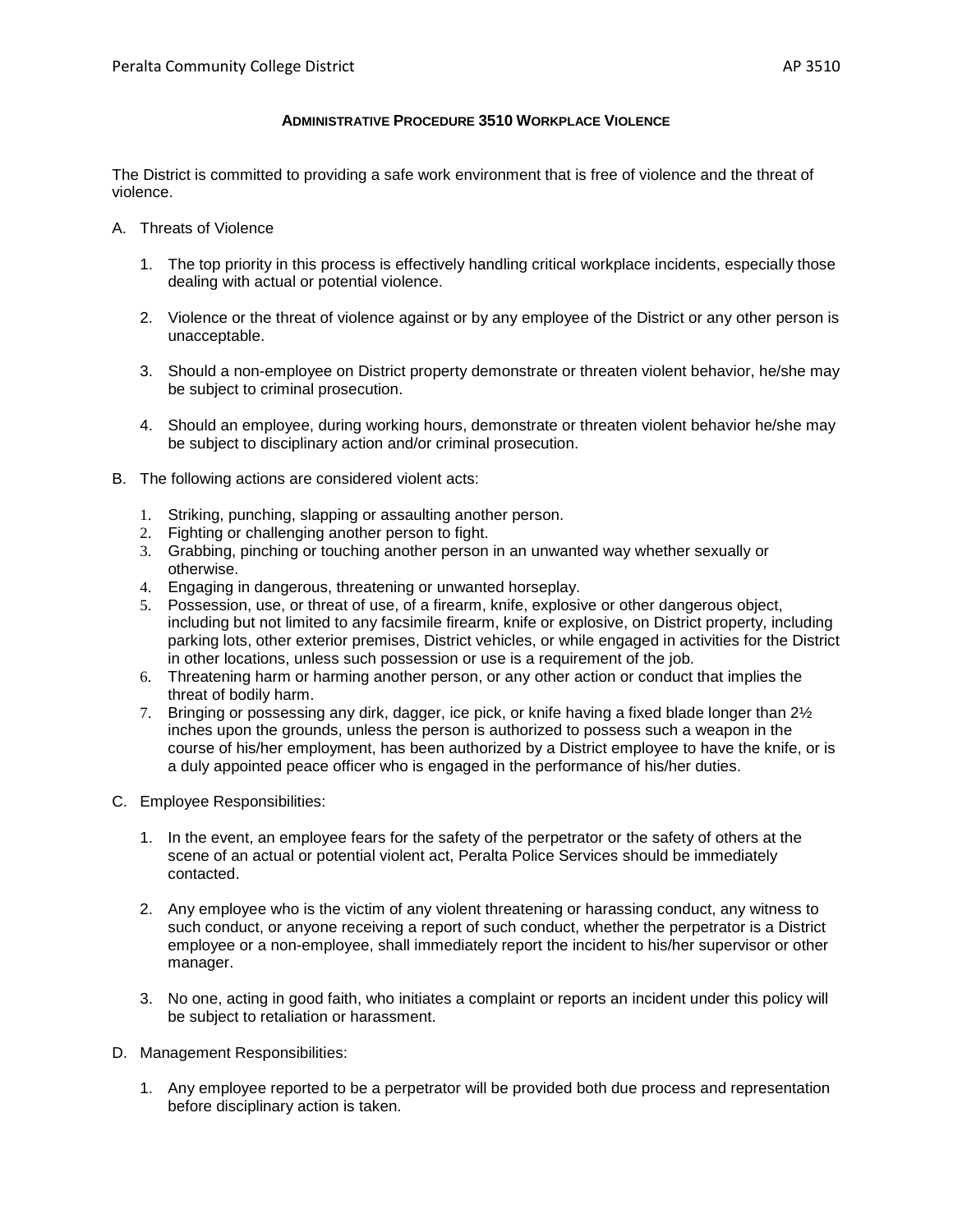# ADMINISTRATIVE PROCEDURE 3510 WORKPLACE VIOLENCE

The District is committed to providing a safe work environment that is free of violence and the threat of violence.

A. Threats of Violence

1. The top priority in this process is effectively handling critical workplace incidents, especially those dealing with actual or potential violence.

2. Violence or the threat of violence against or by any employee of the District or any other person is unacceptable.

3. Should a non-employee on District property demonstrate or threaten violent behavior, he/she may be subject to criminal prosecution.

4. Should an employee, during working hours, demonstrate or threaten violent behavior he/she may be subject to disciplinary action and/or criminal prosecution.

B. The following actions are considered violent acts:

1. Striking, punching, slapping or assaulting another person.
2. Fighting or challenging another person to fight.
3. Grabbing, pinching or touching another person in an unwanted way whether sexually or otherwise.
4. Engaging in dangerous, threatening or unwanted horseplay.
5. Possession, use, or threat of use, of a firearm, knife, explosive or other dangerous object, including but not limited to any facsimile firearm, knife or explosive, on District property, including parking lots, other exterior premises, District vehicles, or while engaged in activities for the District in other locations, unless such possession or use is a requirement of the job.
6. Threatening harm or harming another person, or any other action or conduct that implies the threat of bodily harm.
7. Bringing or possessing any dirk, dagger, ice pick, or knife having a fixed blade longer than 2½ inches upon the grounds, unless the person is authorized to possess such a weapon in the course of his/her employment, has been authorized by a District employee to have the knife, or is a duly appointed peace officer who is engaged in the performance of his/her duties.

C. Employee Responsibilities:

1. In the event, an employee fears for the safety of the perpetrator or the safety of others at the scene of an actual or potential violent act, Peralta Police Services should be immediately contacted.

2. Any employee who is the victim of any violent threatening or harassing conduct, any witness to such conduct, or anyone receiving a report of such conduct, whether the perpetrator is a District employee or a non-employee, shall immediately report the incident to his/her supervisor or other manager.

3. No one, acting in good faith, who initiates a complaint or reports an incident under this policy will be subject to retaliation or harassment.

D. Management Responsibilities:

1. Any employee reported to be a perpetrator will be provided both due process and representation before disciplinary action is taken.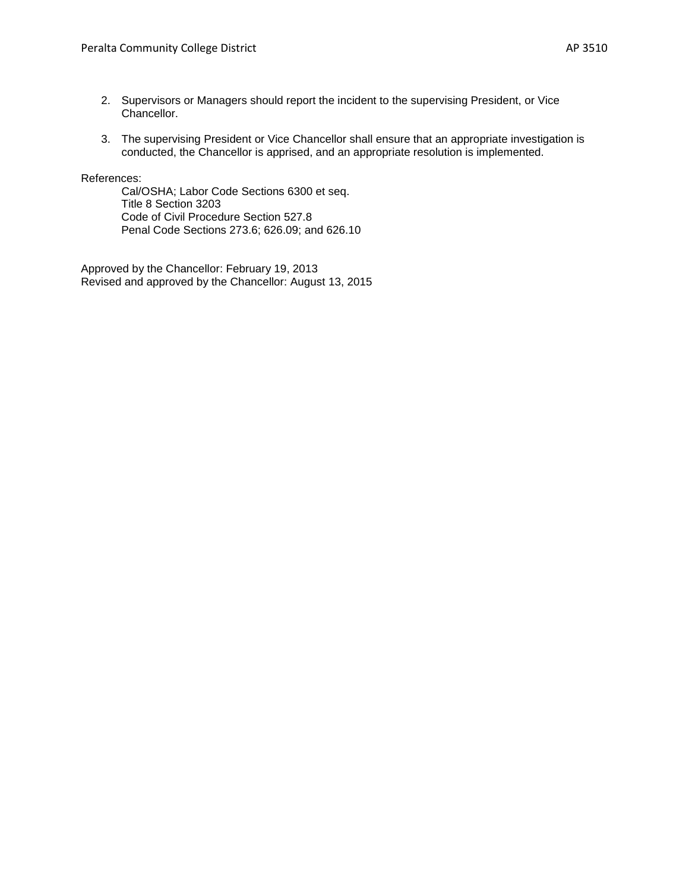2. Supervisors or Managers should report the incident to the supervising President, or Vice Chancellor.

3. The supervising President or Vice Chancellor shall ensure that an appropriate investigation is conducted, the Chancellor is apprised, and an appropriate resolution is implemented.

References:

Cal/OSHA; Labor Code Sections 6300 et seq.
Title 8 Section 3203
Code of Civil Procedure Section 527.8
Penal Code Sections 273.6; 626.09; and 626.10

Approved by the Chancellor: February 19, 2013
Revised and approved by the Chancellor: August 13, 2015